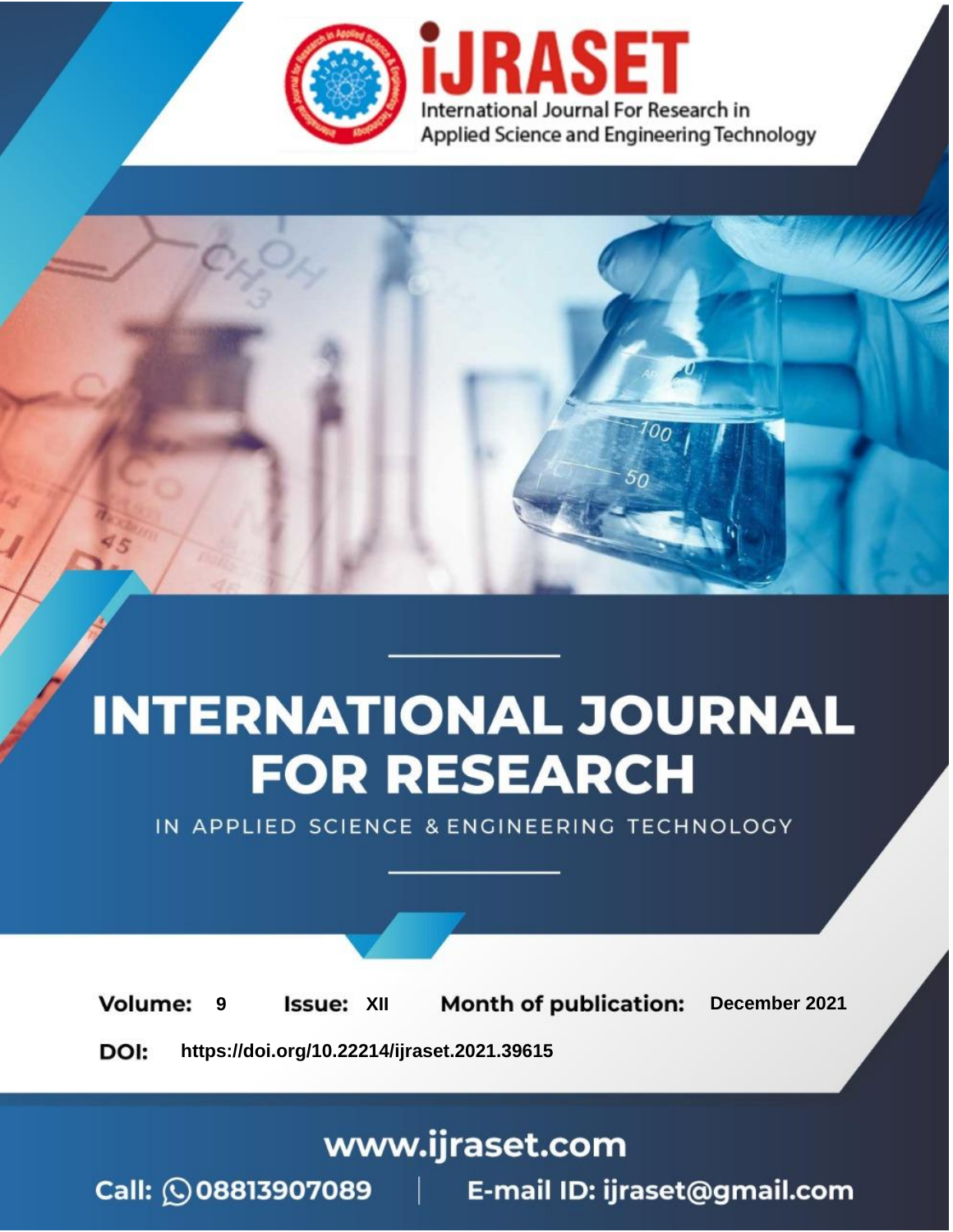iJRASET

International Journal For Research in Applied Science and Engineering Technology

# INTERNATIONAL JOURNAL FOR RESEARCH

IN APPLIED SCIENCE & ENGINEERING TECHNOLOGY

**Volume:** 9 **Issue:** XII **Month of publication:** December 2021

**DOI:** https://doi.org/10.22214/ijraset.2021.39615

www.ijraset.com

Call: 08813907089 | E-mail ID: ijraset@gmail.com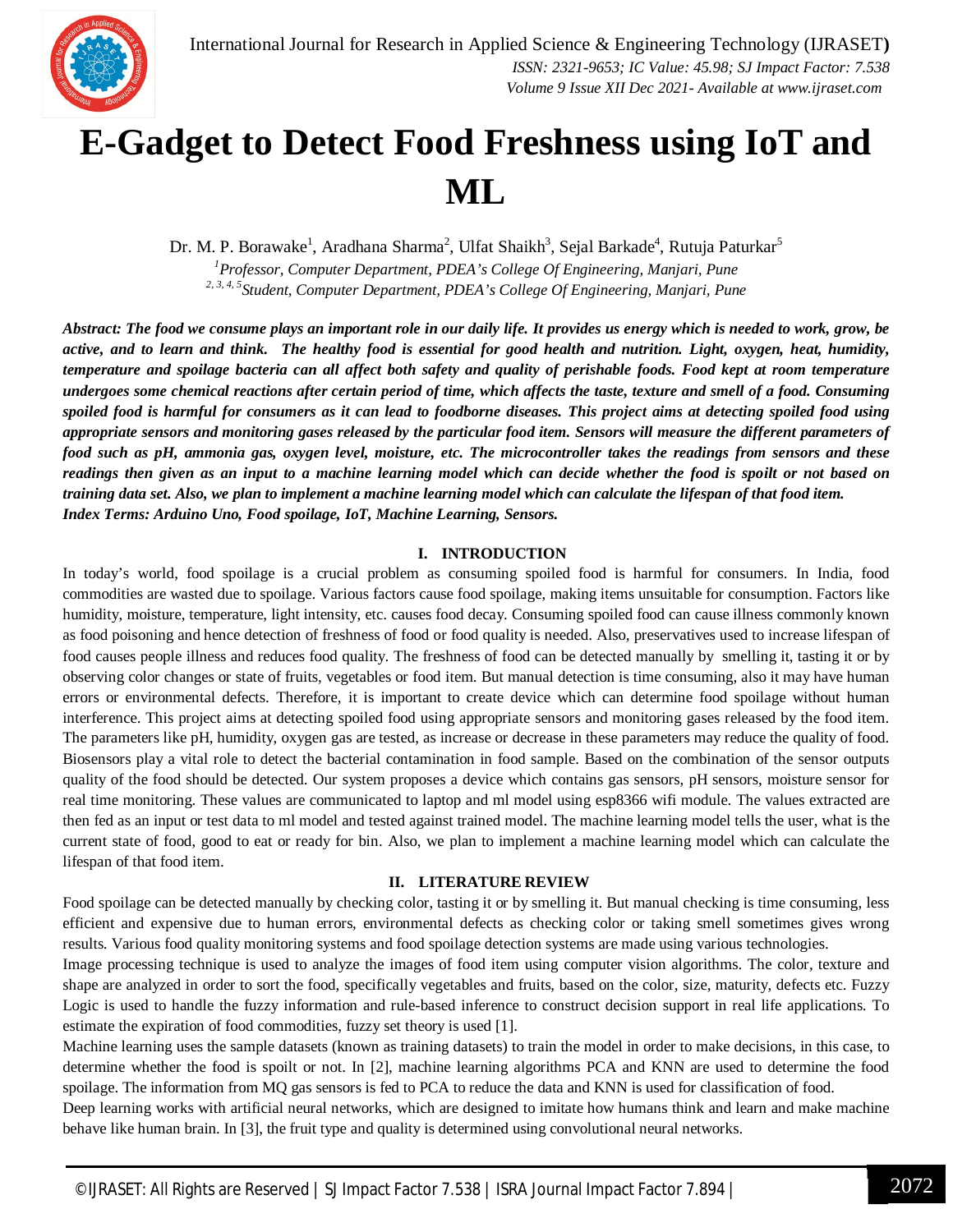# E-Gadget to Detect Food Freshness using IoT and ML

Dr. M. P. Borawake[1], Aradhana Sharma[2], Ulfat Shaikh[3], Sejal Barkade[4], Rutuja Paturkar[5]

[1]*Professor, Computer Department, PDEA's College Of Engineering, Manjari, Pune*

[2, 3, 4, 5]*Student, Computer Department, PDEA's College Of Engineering, Manjari, Pune*

***Abstract:** The food we consume plays an important role in our daily life. It provides us energy which is needed to work, grow, be active, and to learn and think. The healthy food is essential for good health and nutrition. Light, oxygen, heat, humidity, temperature and spoilage bacteria can all affect both safety and quality of perishable foods. Food kept at room temperature undergoes some chemical reactions after certain period of time, which affects the taste, texture and smell of a food. Consuming spoiled food is harmful for consumers as it can lead to foodborne diseases. This project aims at detecting spoiled food using appropriate sensors and monitoring gases released by the particular food item. Sensors will measure the different parameters of food such as pH, ammonia gas, oxygen level, moisture, etc. The microcontroller takes the readings from sensors and these readings then given as an input to a machine learning model which can decide whether the food is spoilt or not based on training data set. Also, we plan to implement a machine learning model which can calculate the lifespan of that food item.*

***Index Terms:** Arduino Uno, Food spoilage, IoT, Machine Learning, Sensors.*

## I. INTRODUCTION

In today's world, food spoilage is a crucial problem as consuming spoiled food is harmful for consumers. In India, food commodities are wasted due to spoilage. Various factors cause food spoilage, making items unsuitable for consumption. Factors like humidity, moisture, temperature, light intensity, etc. causes food decay. Consuming spoiled food can cause illness commonly known as food poisoning and hence detection of freshness of food or food quality is needed. Also, preservatives used to increase lifespan of food causes people illness and reduces food quality. The freshness of food can be detected manually by smelling it, tasting it or by observing color changes or state of fruits, vegetables or food item. But manual detection is time consuming, also it may have human errors or environmental defects. Therefore, it is important to create device which can determine food spoilage without human interference. This project aims at detecting spoiled food using appropriate sensors and monitoring gases released by the food item. The parameters like pH, humidity, oxygen gas are tested, as increase or decrease in these parameters may reduce the quality of food. Biosensors play a vital role to detect the bacterial contamination in food sample. Based on the combination of the sensor outputs quality of the food should be detected. Our system proposes a device which contains gas sensors, pH sensors, moisture sensor for real time monitoring. These values are communicated to laptop and ml model using esp8366 wifi module. The values extracted are then fed as an input or test data to ml model and tested against trained model. The machine learning model tells the user, what is the current state of food, good to eat or ready for bin. Also, we plan to implement a machine learning model which can calculate the lifespan of that food item.

## II. LITERATURE REVIEW

Food spoilage can be detected manually by checking color, tasting it or by smelling it. But manual checking is time consuming, less efficient and expensive due to human errors, environmental defects as checking color or taking smell sometimes gives wrong results. Various food quality monitoring systems and food spoilage detection systems are made using various technologies.

Image processing technique is used to analyze the images of food item using computer vision algorithms. The color, texture and shape are analyzed in order to sort the food, specifically vegetables and fruits, based on the color, size, maturity, defects etc. Fuzzy Logic is used to handle the fuzzy information and rule-based inference to construct decision support in real life applications. To estimate the expiration of food commodities, fuzzy set theory is used [1].

Machine learning uses the sample datasets (known as training datasets) to train the model in order to make decisions, in this case, to determine whether the food is spoilt or not. In [2], machine learning algorithms PCA and KNN are used to determine the food spoilage. The information from MQ gas sensors is fed to PCA to reduce the data and KNN is used for classification of food.

Deep learning works with artificial neural networks, which are designed to imitate how humans think and learn and make machine behave like human brain. In [3], the fruit type and quality is determined using convolutional neural networks.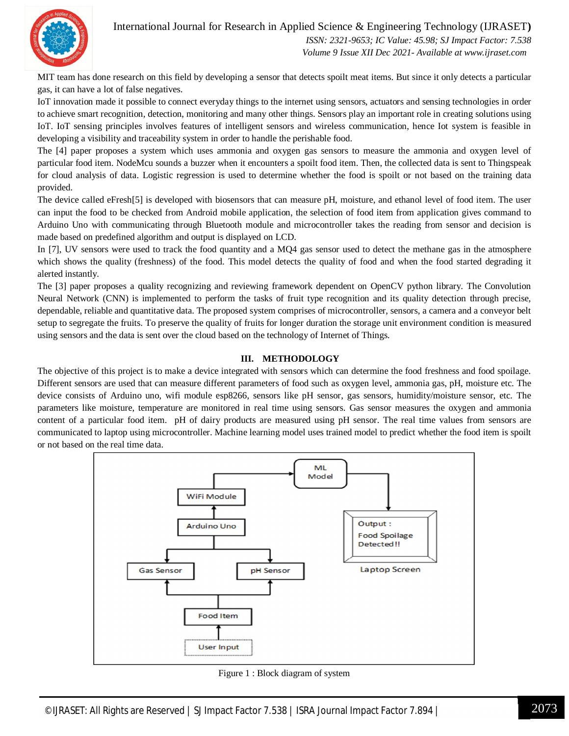MIT team has done research on this field by developing a sensor that detects spoilt meat items. But since it only detects a particular gas, it can have a lot of false negatives.

IoT innovation made it possible to connect everyday things to the internet using sensors, actuators and sensing technologies in order to achieve smart recognition, detection, monitoring and many other things. Sensors play an important role in creating solutions using IoT. IoT sensing principles involves features of intelligent sensors and wireless communication, hence Iot system is feasible in developing a visibility and traceability system in order to handle the perishable food.

The [4] paper proposes a system which uses ammonia and oxygen gas sensors to measure the ammonia and oxygen level of particular food item. NodeMcu sounds a buzzer when it encounters a spoilt food item. Then, the collected data is sent to Thingspeak for cloud analysis of data. Logistic regression is used to determine whether the food is spoilt or not based on the training data provided.

The device called eFresh[5] is developed with biosensors that can measure pH, moisture, and ethanol level of food item. The user can input the food to be checked from Android mobile application, the selection of food item from application gives command to Arduino Uno with communicating through Bluetooth module and microcontroller takes the reading from sensor and decision is made based on predefined algorithm and output is displayed on LCD.

In [7], UV sensors were used to track the food quantity and a MQ4 gas sensor used to detect the methane gas in the atmosphere which shows the quality (freshness) of the food. This model detects the quality of food and when the food started degrading it alerted instantly.

The [3] paper proposes a quality recognizing and reviewing framework dependent on OpenCV python library. The Convolution Neural Network (CNN) is implemented to perform the tasks of fruit type recognition and its quality detection through precise, dependable, reliable and quantitative data. The proposed system comprises of microcontroller, sensors, a camera and a conveyor belt setup to segregate the fruits. To preserve the quality of fruits for longer duration the storage unit environment condition is measured using sensors and the data is sent over the cloud based on the technology of Internet of Things.

## III. METHODOLOGY

The objective of this project is to make a device integrated with sensors which can determine the food freshness and food spoilage. Different sensors are used that can measure different parameters of food such as oxygen level, ammonia gas, pH, moisture etc. The device consists of Arduino uno, wifi module esp8266, sensors like pH sensor, gas sensors, humidity/moisture sensor, etc. The parameters like moisture, temperature are monitored in real time using sensors. Gas sensor measures the oxygen and ammonia content of a particular food item. pH of dairy products are measured using pH sensor. The real time values from sensors are communicated to laptop using microcontroller. Machine learning model uses trained model to predict whether the food item is spoilt or not based on the real time data.

Figure 1 : Block diagram of system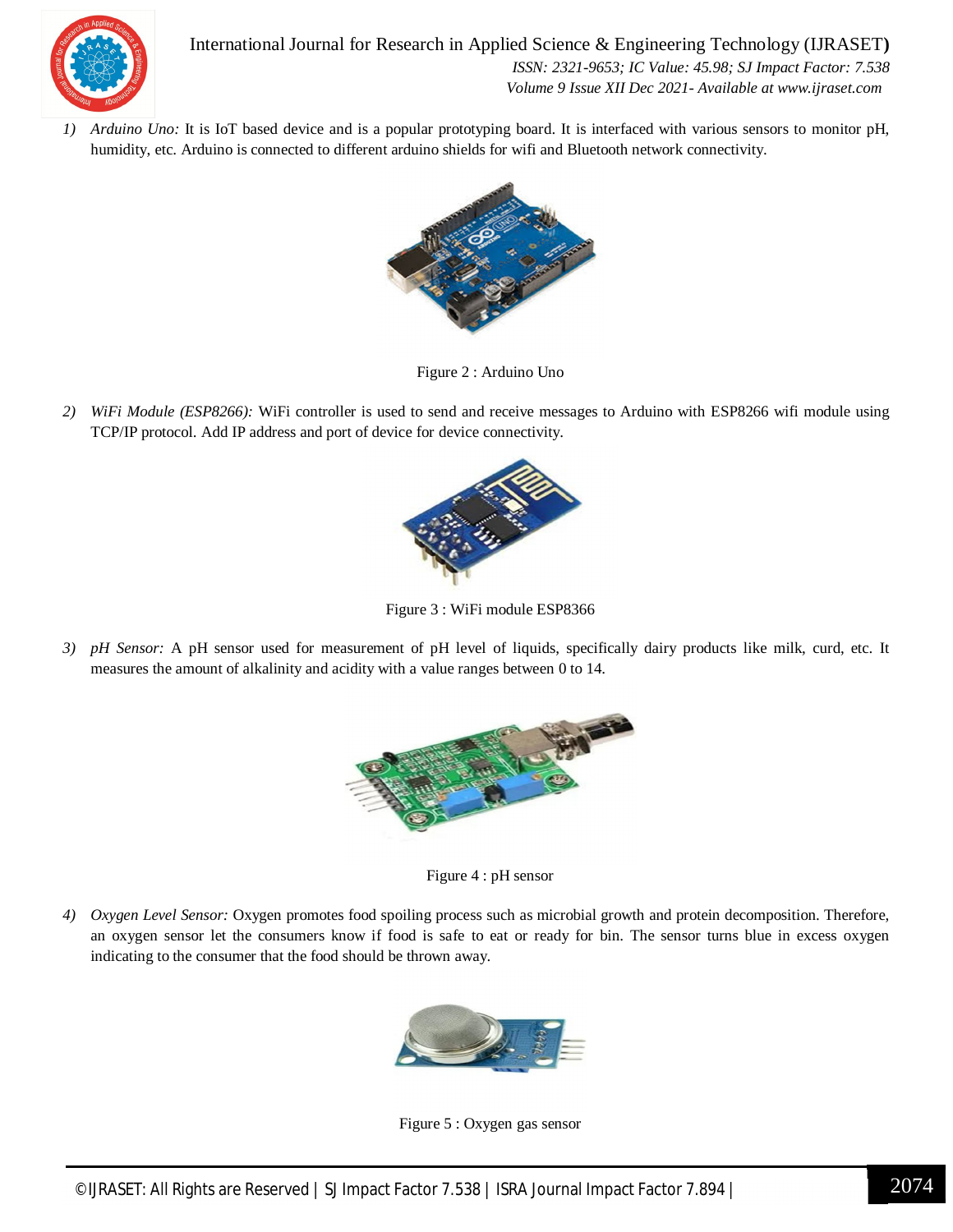1) *Arduino Uno:* It is IoT based device and is a popular prototyping board. It is interfaced with various sensors to monitor pH, humidity, etc. Arduino is connected to different arduino shields for wifi and Bluetooth network connectivity.

Figure 2 : Arduino Uno

2) *WiFi Module (ESP8266):* WiFi controller is used to send and receive messages to Arduino with ESP8266 wifi module using TCP/IP protocol. Add IP address and port of device for device connectivity.

Figure 3 : WiFi module ESP8366

3) *pH Sensor:* A pH sensor used for measurement of pH level of liquids, specifically dairy products like milk, curd, etc. It measures the amount of alkalinity and acidity with a value ranges between 0 to 14.

Figure 4 : pH sensor

4) *Oxygen Level Sensor:* Oxygen promotes food spoiling process such as microbial growth and protein decomposition. Therefore, an oxygen sensor let the consumers know if food is safe to eat or ready for bin. The sensor turns blue in excess oxygen indicating to the consumer that the food should be thrown away.

Figure 5 : Oxygen gas sensor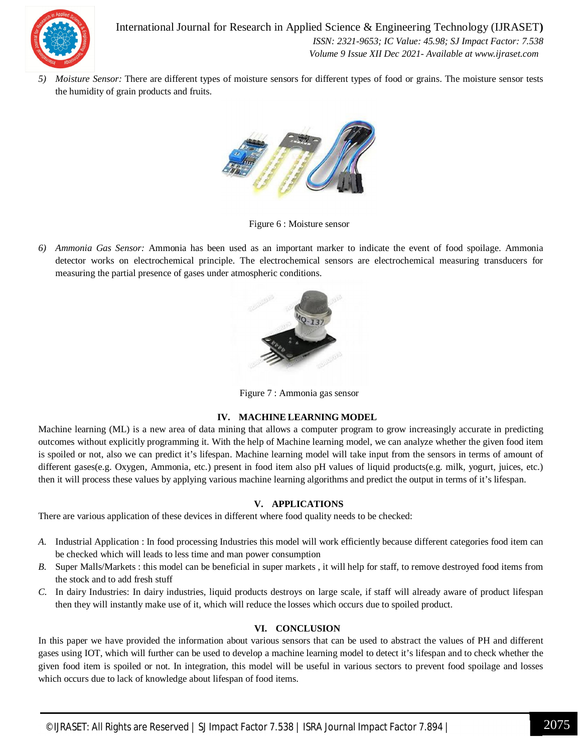5) *Moisture Sensor:* There are different types of moisture sensors for different types of food or grains. The moisture sensor tests the humidity of grain products and fruits.

Figure 6 : Moisture sensor

6) *Ammonia Gas Sensor:* Ammonia has been used as an important marker to indicate the event of food spoilage. Ammonia detector works on electrochemical principle. The electrochemical sensors are electrochemical measuring transducers for measuring the partial presence of gases under atmospheric conditions.

Figure 7 : Ammonia gas sensor

## IV. MACHINE LEARNING MODEL

Machine learning (ML) is a new area of data mining that allows a computer program to grow increasingly accurate in predicting outcomes without explicitly programming it. With the help of Machine learning model, we can analyze whether the given food item is spoiled or not, also we can predict it's lifespan. Machine learning model will take input from the sensors in terms of amount of different gases(e.g. Oxygen, Ammonia, etc.) present in food item also pH values of liquid products(e.g. milk, yogurt, juices, etc.) then it will process these values by applying various machine learning algorithms and predict the output in terms of it's lifespan.

## V. APPLICATIONS

There are various application of these devices in different where food quality needs to be checked:

*A.* Industrial Application : In food processing Industries this model will work efficiently because different categories food item can be checked which will leads to less time and man power consumption

*B.* Super Malls/Markets : this model can be beneficial in super markets , it will help for staff, to remove destroyed food items from the stock and to add fresh stuff

*C.* In dairy Industries: In dairy industries, liquid products destroys on large scale, if staff will already aware of product lifespan then they will instantly make use of it, which will reduce the losses which occurs due to spoiled product.

## VI. CONCLUSION

In this paper we have provided the information about various sensors that can be used to abstract the values of PH and different gases using IOT, which will further can be used to develop a machine learning model to detect it's lifespan and to check whether the given food item is spoiled or not. In integration, this model will be useful in various sectors to prevent food spoilage and losses which occurs due to lack of knowledge about lifespan of food items.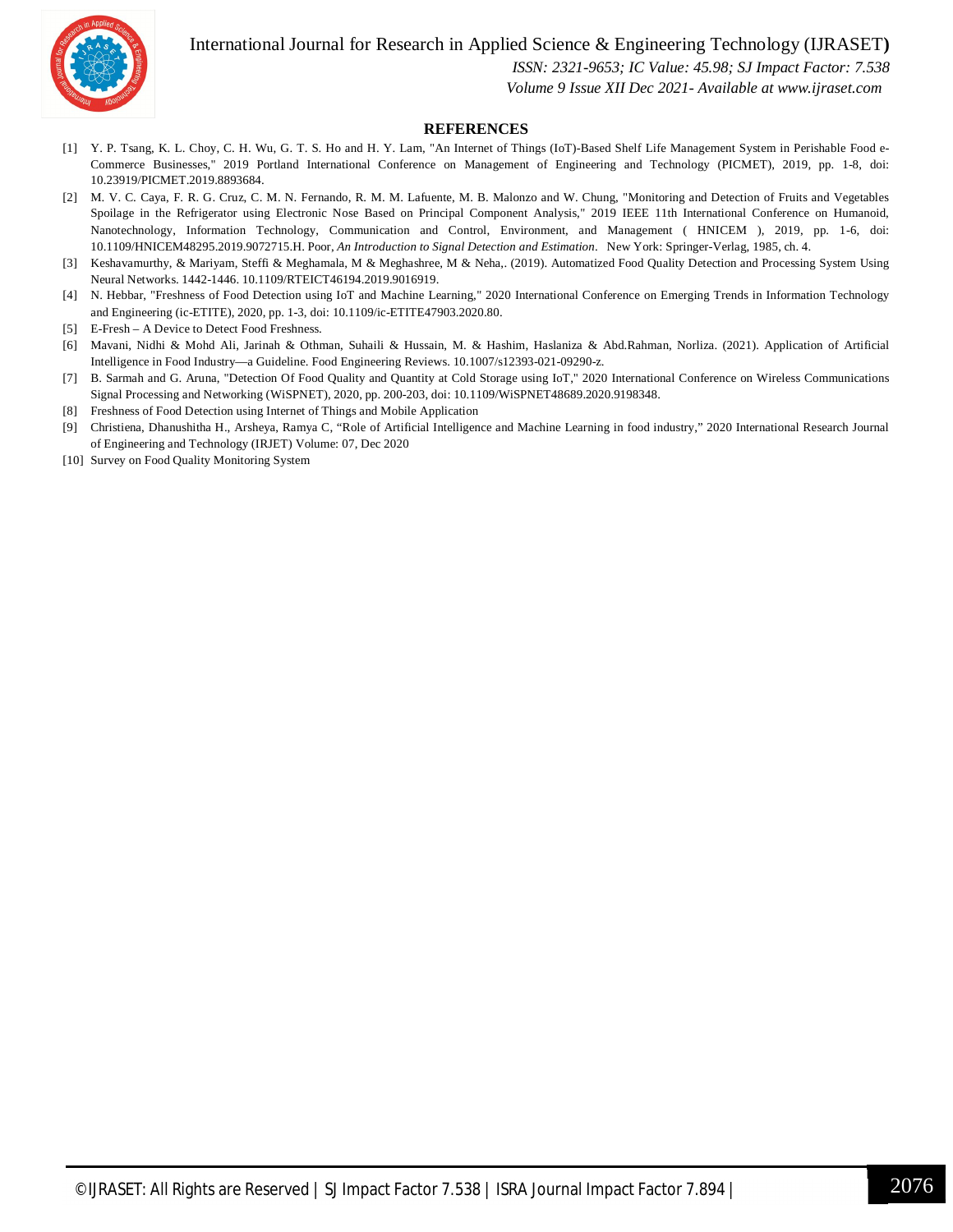## REFERENCES

[1] Y. P. Tsang, K. L. Choy, C. H. Wu, G. T. S. Ho and H. Y. Lam, "An Internet of Things (IoT)-Based Shelf Life Management System in Perishable Food e-Commerce Businesses," 2019 Portland International Conference on Management of Engineering and Technology (PICMET), 2019, pp. 1-8, doi: 10.23919/PICMET.2019.8893684.

[2] M. V. C. Caya, F. R. G. Cruz, C. M. N. Fernando, R. M. M. Lafuente, M. B. Malonzo and W. Chung, "Monitoring and Detection of Fruits and Vegetables Spoilage in the Refrigerator using Electronic Nose Based on Principal Component Analysis," 2019 IEEE 11th International Conference on Humanoid, Nanotechnology, Information Technology, Communication and Control, Environment, and Management ( HNICEM ), 2019, pp. 1-6, doi: 10.1109/HNICEM48295.2019.9072715.H. Poor, *An Introduction to Signal Detection and Estimation*. New York: Springer-Verlag, 1985, ch. 4.

[3] Keshavamurthy, & Mariyam, Steffi & Meghamala, M & Meghashree, M & Neha,. (2019). Automatized Food Quality Detection and Processing System Using Neural Networks. 1442-1446. 10.1109/RTEICT46194.2019.9016919.

[4] N. Hebbar, "Freshness of Food Detection using IoT and Machine Learning," 2020 International Conference on Emerging Trends in Information Technology and Engineering (ic-ETITE), 2020, pp. 1-3, doi: 10.1109/ic-ETITE47903.2020.80.

[5] E-Fresh – A Device to Detect Food Freshness.

[6] Mavani, Nidhi & Mohd Ali, Jarinah & Othman, Suhaili & Hussain, M. & Hashim, Haslaniza & Abd.Rahman, Norliza. (2021). Application of Artificial Intelligence in Food Industry—a Guideline. Food Engineering Reviews. 10.1007/s12393-021-09290-z.

[7] B. Sarmah and G. Aruna, "Detection Of Food Quality and Quantity at Cold Storage using IoT," 2020 International Conference on Wireless Communications Signal Processing and Networking (WiSPNET), 2020, pp. 200-203, doi: 10.1109/WiSPNET48689.2020.9198348.

[8] Freshness of Food Detection using Internet of Things and Mobile Application

[9] Christiena, Dhanushitha H., Arsheya, Ramya C, "Role of Artificial Intelligence and Machine Learning in food industry," 2020 International Research Journal of Engineering and Technology (IRJET) Volume: 07, Dec 2020

[10] Survey on Food Quality Monitoring System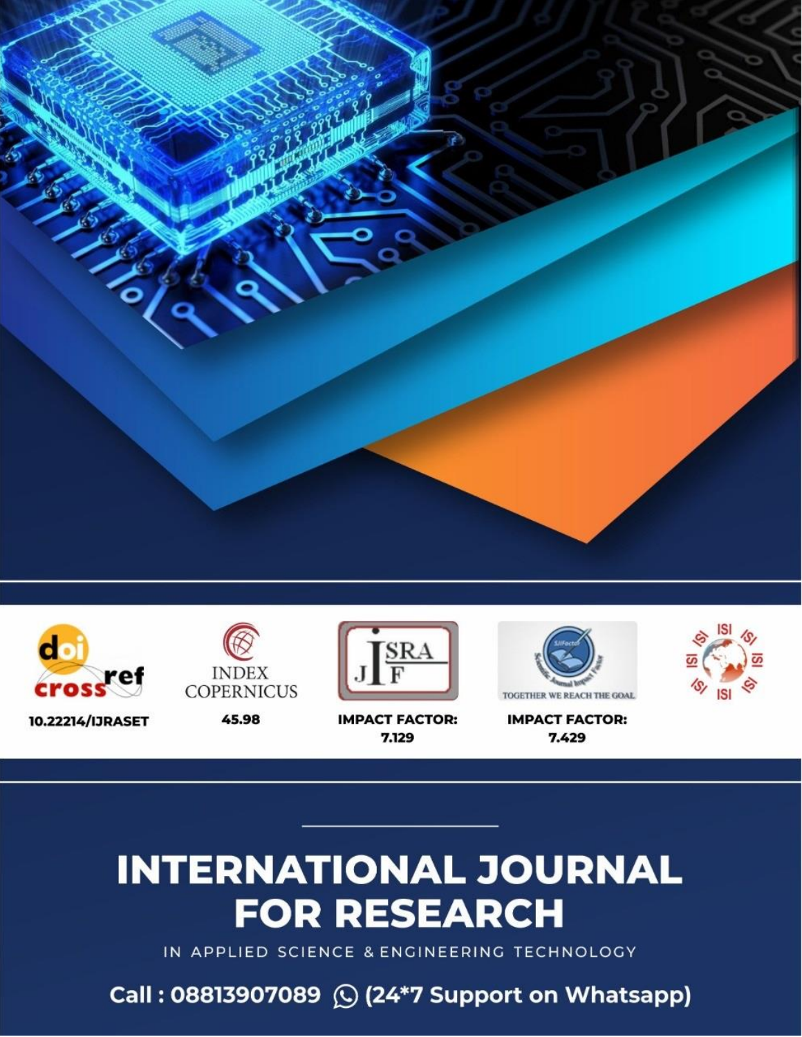10.22214/IJRASET

INDEX COPERNICUS

45.98

IMPACT FACTOR: 7.129

IMPACT FACTOR: 7.429

# INTERNATIONAL JOURNAL FOR RESEARCH

IN APPLIED SCIENCE & ENGINEERING TECHNOLOGY

Call : 08813907089 (24*7 Support on Whatsapp)